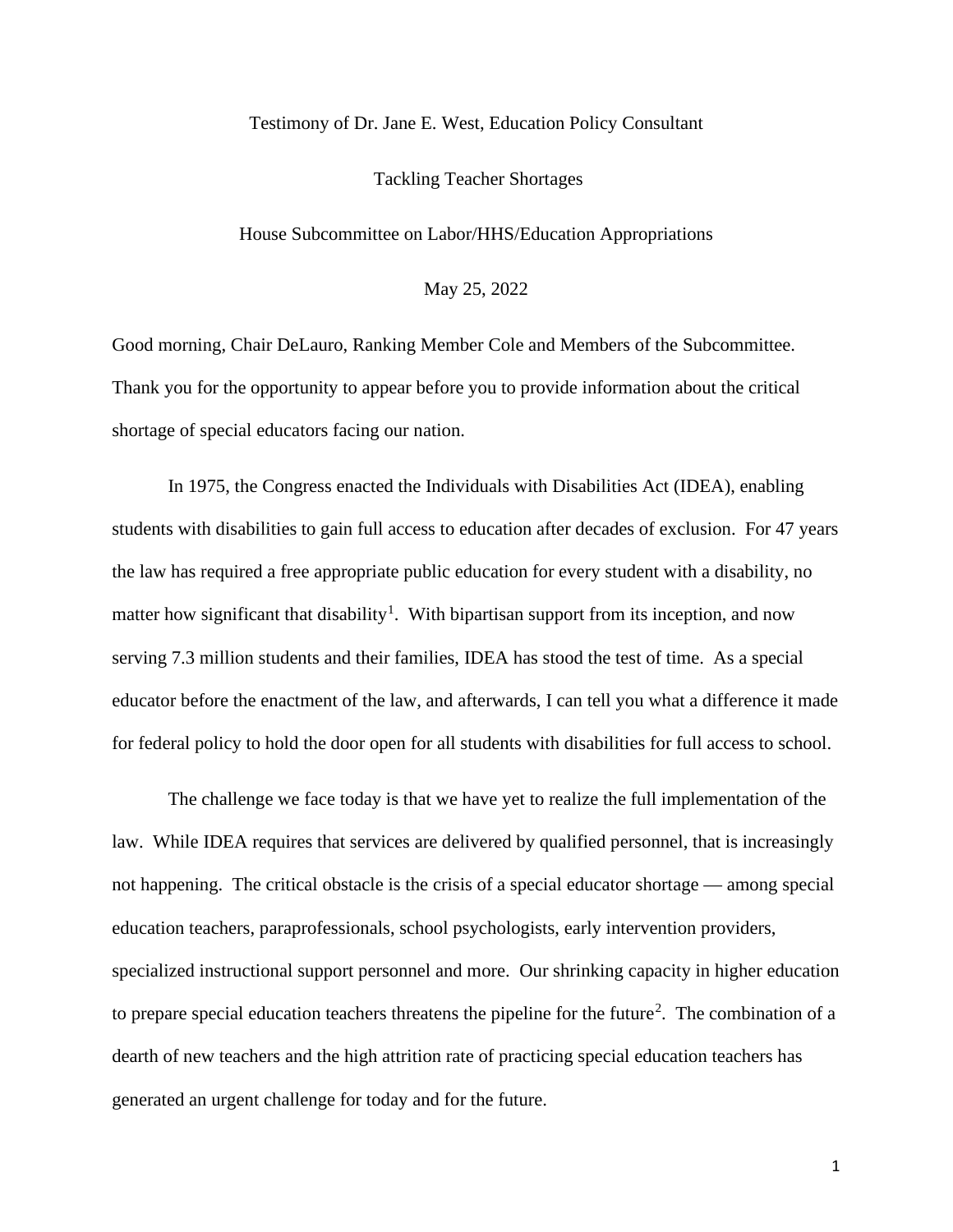Testimony of Dr. Jane E. West, Education Policy Consultant

Tackling Teacher Shortages

House Subcommittee on Labor/HHS/Education Appropriations

May 25, 2022

Good morning, Chair DeLauro, Ranking Member Cole and Members of the Subcommittee. Thank you for the opportunity to appear before you to provide information about the critical shortage of special educators facing our nation.

In 1975, the Congress enacted the Individuals with Disabilities Act (IDEA), enabling students with disabilities to gain full access to education after decades of exclusion. For 47 years the law has required a free appropriate public education for every student with a disability, no matter how significant that disability[1]. With bipartisan support from its inception, and now serving 7.3 million students and their families, IDEA has stood the test of time. As a special educator before the enactment of the law, and afterwards, I can tell you what a difference it made for federal policy to hold the door open for all students with disabilities for full access to school.

The challenge we face today is that we have yet to realize the full implementation of the law. While IDEA requires that services are delivered by qualified personnel, that is increasingly not happening. The critical obstacle is the crisis of a special educator shortage — among special education teachers, paraprofessionals, school psychologists, early intervention providers, specialized instructional support personnel and more. Our shrinking capacity in higher education to prepare special education teachers threatens the pipeline for the future[2]. The combination of a dearth of new teachers and the high attrition rate of practicing special education teachers has generated an urgent challenge for today and for the future.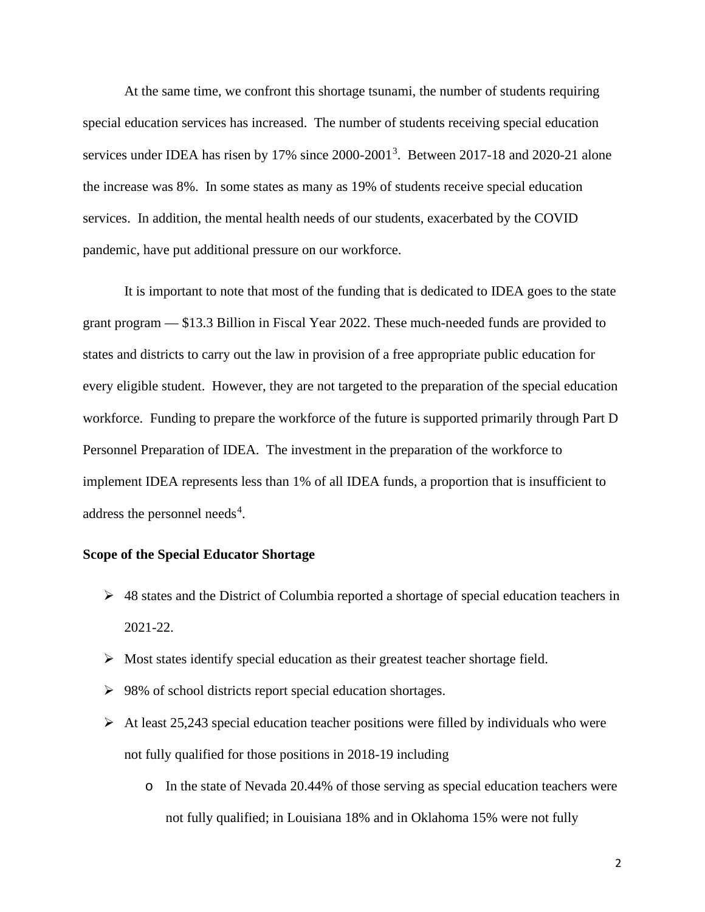At the same time, we confront this shortage tsunami, the number of students requiring special education services has increased. The number of students receiving special education services under IDEA has risen by 17% since 2000-2001[3]. Between 2017-18 and 2020-21 alone the increase was 8%. In some states as many as 19% of students receive special education services. In addition, the mental health needs of our students, exacerbated by the COVID pandemic, have put additional pressure on our workforce.

It is important to note that most of the funding that is dedicated to IDEA goes to the state grant program — $13.3 Billion in Fiscal Year 2022. These much-needed funds are provided to states and districts to carry out the law in provision of a free appropriate public education for every eligible student. However, they are not targeted to the preparation of the special education workforce. Funding to prepare the workforce of the future is supported primarily through Part D Personnel Preparation of IDEA. The investment in the preparation of the workforce to implement IDEA represents less than 1% of all IDEA funds, a proportion that is insufficient to address the personnel needs[4].

**Scope of the Special Educator Shortage**

- 48 states and the District of Columbia reported a shortage of special education teachers in 2021-22.
- Most states identify special education as their greatest teacher shortage field.
- 98% of school districts report special education shortages.
- At least 25,243 special education teacher positions were filled by individuals who were not fully qualified for those positions in 2018-19 including
  - In the state of Nevada 20.44% of those serving as special education teachers were not fully qualified; in Louisiana 18% and in Oklahoma 15% were not fully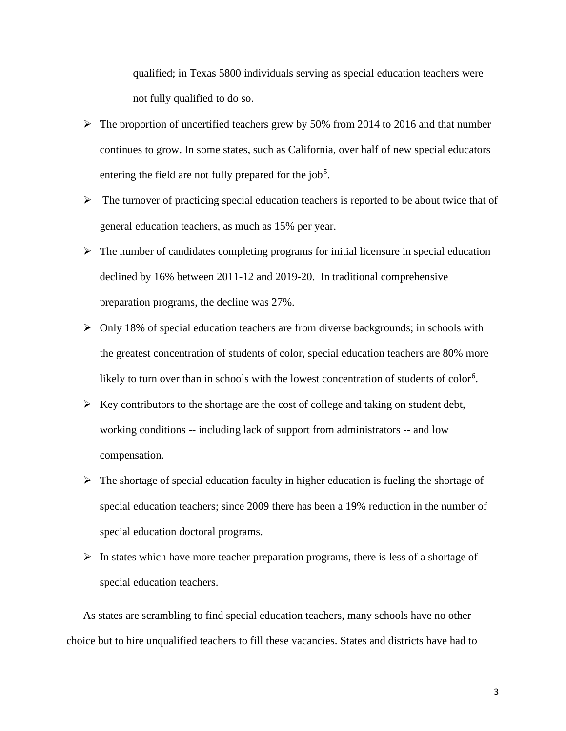qualified; in Texas 5800 individuals serving as special education teachers were not fully qualified to do so.

- The proportion of uncertified teachers grew by 50% from 2014 to 2016 and that number continues to grow. In some states, such as California, over half of new special educators entering the field are not fully prepared for the job[5].
- The turnover of practicing special education teachers is reported to be about twice that of general education teachers, as much as 15% per year.
- The number of candidates completing programs for initial licensure in special education declined by 16% between 2011-12 and 2019-20. In traditional comprehensive preparation programs, the decline was 27%.
- Only 18% of special education teachers are from diverse backgrounds; in schools with the greatest concentration of students of color, special education teachers are 80% more likely to turn over than in schools with the lowest concentration of students of color[6].
- Key contributors to the shortage are the cost of college and taking on student debt, working conditions -- including lack of support from administrators -- and low compensation.
- The shortage of special education faculty in higher education is fueling the shortage of special education teachers; since 2009 there has been a 19% reduction in the number of special education doctoral programs.
- In states which have more teacher preparation programs, there is less of a shortage of special education teachers.

As states are scrambling to find special education teachers, many schools have no other choice but to hire unqualified teachers to fill these vacancies. States and districts have had to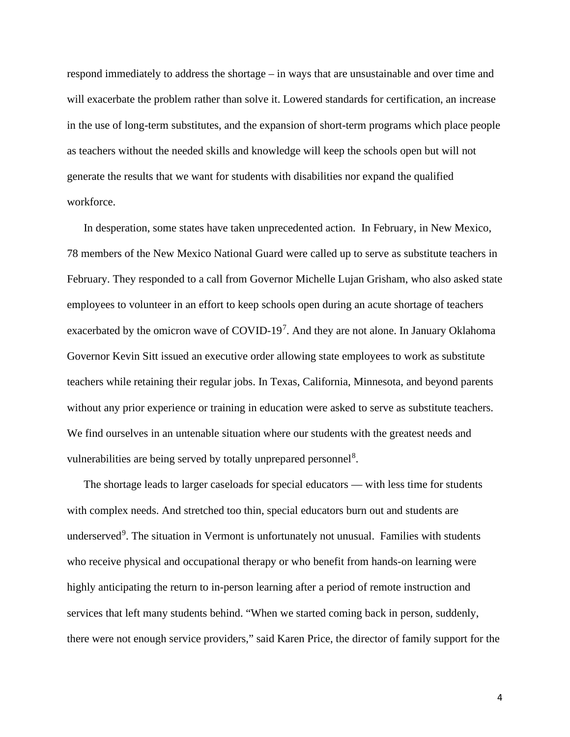respond immediately to address the shortage – in ways that are unsustainable and over time and will exacerbate the problem rather than solve it. Lowered standards for certification, an increase in the use of long-term substitutes, and the expansion of short-term programs which place people as teachers without the needed skills and knowledge will keep the schools open but will not generate the results that we want for students with disabilities nor expand the qualified workforce.

In desperation, some states have taken unprecedented action. In February, in New Mexico, 78 members of the New Mexico National Guard were called up to serve as substitute teachers in February. They responded to a call from Governor Michelle Lujan Grisham, who also asked state employees to volunteer in an effort to keep schools open during an acute shortage of teachers exacerbated by the omicron wave of COVID-19[7]. And they are not alone. In January Oklahoma Governor Kevin Sitt issued an executive order allowing state employees to work as substitute teachers while retaining their regular jobs. In Texas, California, Minnesota, and beyond parents without any prior experience or training in education were asked to serve as substitute teachers. We find ourselves in an untenable situation where our students with the greatest needs and vulnerabilities are being served by totally unprepared personnel[8].

The shortage leads to larger caseloads for special educators — with less time for students with complex needs. And stretched too thin, special educators burn out and students are underserved[9]. The situation in Vermont is unfortunately not unusual. Families with students who receive physical and occupational therapy or who benefit from hands-on learning were highly anticipating the return to in-person learning after a period of remote instruction and services that left many students behind. "When we started coming back in person, suddenly, there were not enough service providers," said Karen Price, the director of family support for the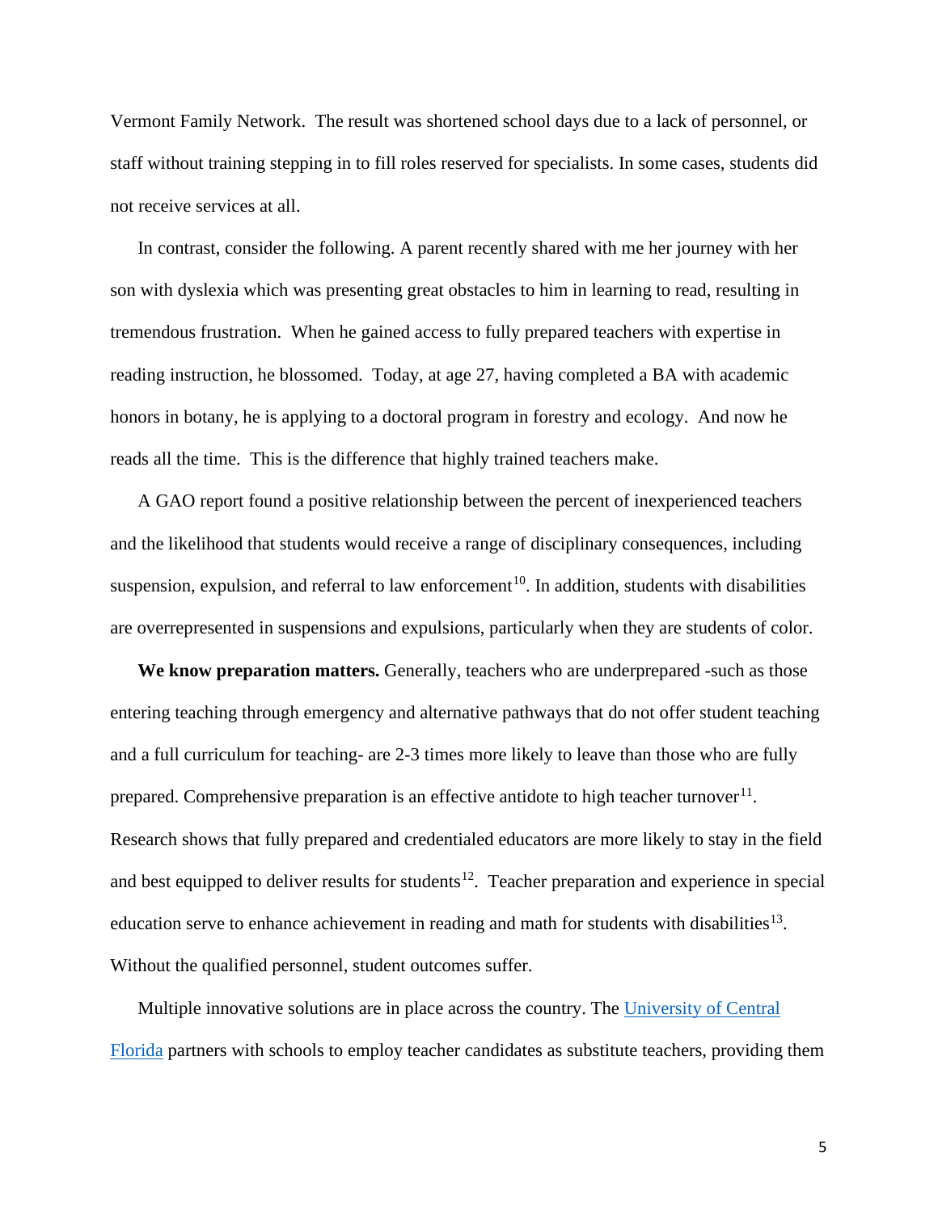Vermont Family Network. The result was shortened school days due to a lack of personnel, or staff without training stepping in to fill roles reserved for specialists. In some cases, students did not receive services at all.

In contrast, consider the following. A parent recently shared with me her journey with her son with dyslexia which was presenting great obstacles to him in learning to read, resulting in tremendous frustration. When he gained access to fully prepared teachers with expertise in reading instruction, he blossomed. Today, at age 27, having completed a BA with academic honors in botany, he is applying to a doctoral program in forestry and ecology. And now he reads all the time. This is the difference that highly trained teachers make.

A GAO report found a positive relationship between the percent of inexperienced teachers and the likelihood that students would receive a range of disciplinary consequences, including suspension, expulsion, and referral to law enforcement[10]. In addition, students with disabilities are overrepresented in suspensions and expulsions, particularly when they are students of color.

**We know preparation matters.** Generally, teachers who are underprepared -such as those entering teaching through emergency and alternative pathways that do not offer student teaching and a full curriculum for teaching- are 2-3 times more likely to leave than those who are fully prepared. Comprehensive preparation is an effective antidote to high teacher turnover[11]. Research shows that fully prepared and credentialed educators are more likely to stay in the field and best equipped to deliver results for students[12]. Teacher preparation and experience in special education serve to enhance achievement in reading and math for students with disabilities[13]. Without the qualified personnel, student outcomes suffer.

Multiple innovative solutions are in place across the country. The University of Central Florida partners with schools to employ teacher candidates as substitute teachers, providing them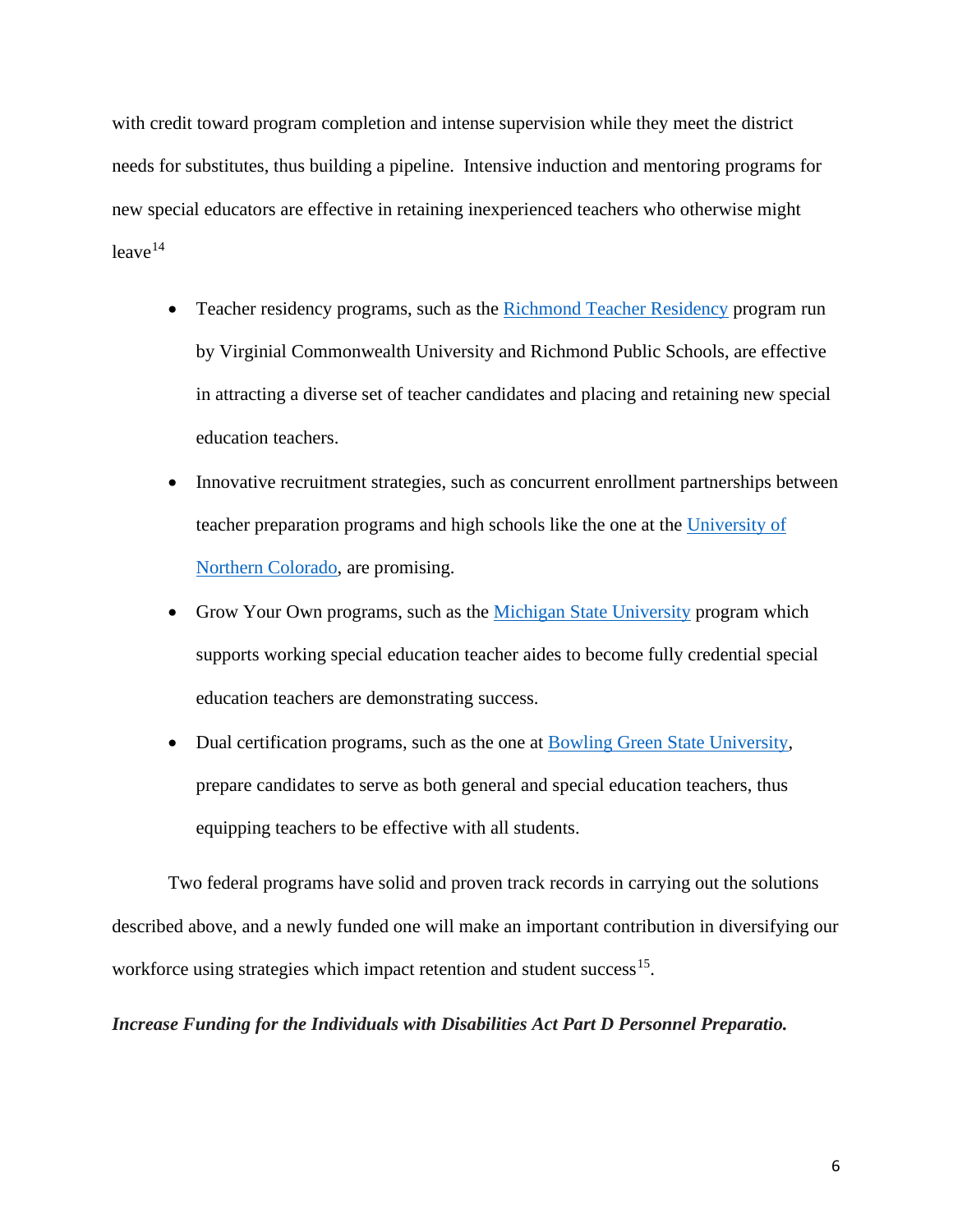with credit toward program completion and intense supervision while they meet the district needs for substitutes, thus building a pipeline. Intensive induction and mentoring programs for new special educators are effective in retaining inexperienced teachers who otherwise might leave[14]

- Teacher residency programs, such as the Richmond Teacher Residency program run by Virginial Commonwealth University and Richmond Public Schools, are effective in attracting a diverse set of teacher candidates and placing and retaining new special education teachers.
- Innovative recruitment strategies, such as concurrent enrollment partnerships between teacher preparation programs and high schools like the one at the University of Northern Colorado, are promising.
- Grow Your Own programs, such as the Michigan State University program which supports working special education teacher aides to become fully credential special education teachers are demonstrating success.
- Dual certification programs, such as the one at Bowling Green State University, prepare candidates to serve as both general and special education teachers, thus equipping teachers to be effective with all students.

Two federal programs have solid and proven track records in carrying out the solutions described above, and a newly funded one will make an important contribution in diversifying our workforce using strategies which impact retention and student success[15].

***Increase Funding for the Individuals with Disabilities Act Part D Personnel Preparatio.***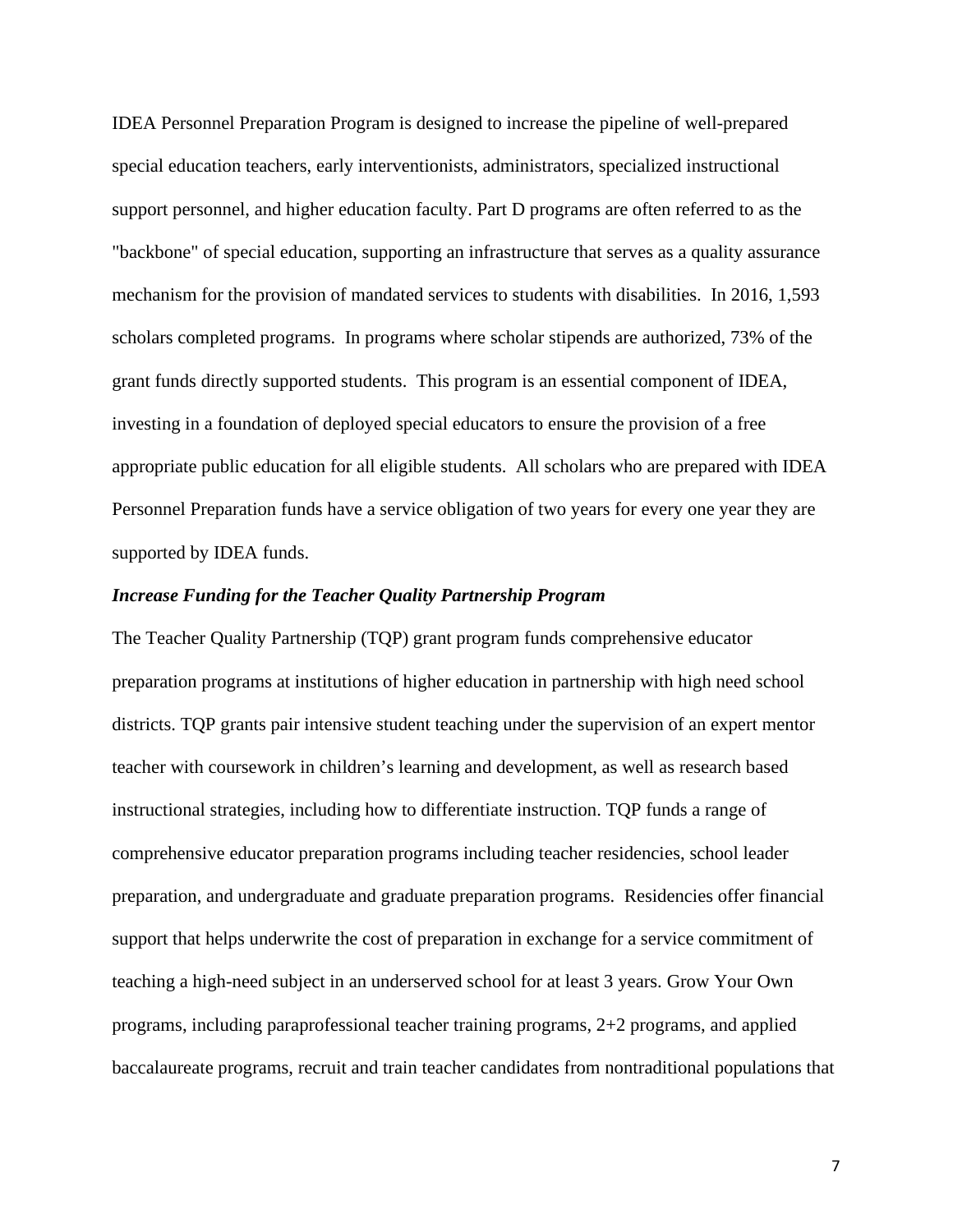IDEA Personnel Preparation Program is designed to increase the pipeline of well-prepared special education teachers, early interventionists, administrators, specialized instructional support personnel, and higher education faculty. Part D programs are often referred to as the "backbone" of special education, supporting an infrastructure that serves as a quality assurance mechanism for the provision of mandated services to students with disabilities. In 2016, 1,593 scholars completed programs. In programs where scholar stipends are authorized, 73% of the grant funds directly supported students. This program is an essential component of IDEA, investing in a foundation of deployed special educators to ensure the provision of a free appropriate public education for all eligible students. All scholars who are prepared with IDEA Personnel Preparation funds have a service obligation of two years for every one year they are supported by IDEA funds.

***Increase Funding for the Teacher Quality Partnership Program***

The Teacher Quality Partnership (TQP) grant program funds comprehensive educator preparation programs at institutions of higher education in partnership with high need school districts. TQP grants pair intensive student teaching under the supervision of an expert mentor teacher with coursework in children's learning and development, as well as research based instructional strategies, including how to differentiate instruction. TQP funds a range of comprehensive educator preparation programs including teacher residencies, school leader preparation, and undergraduate and graduate preparation programs. Residencies offer financial support that helps underwrite the cost of preparation in exchange for a service commitment of teaching a high-need subject in an underserved school for at least 3 years. Grow Your Own programs, including paraprofessional teacher training programs, 2+2 programs, and applied baccalaureate programs, recruit and train teacher candidates from nontraditional populations that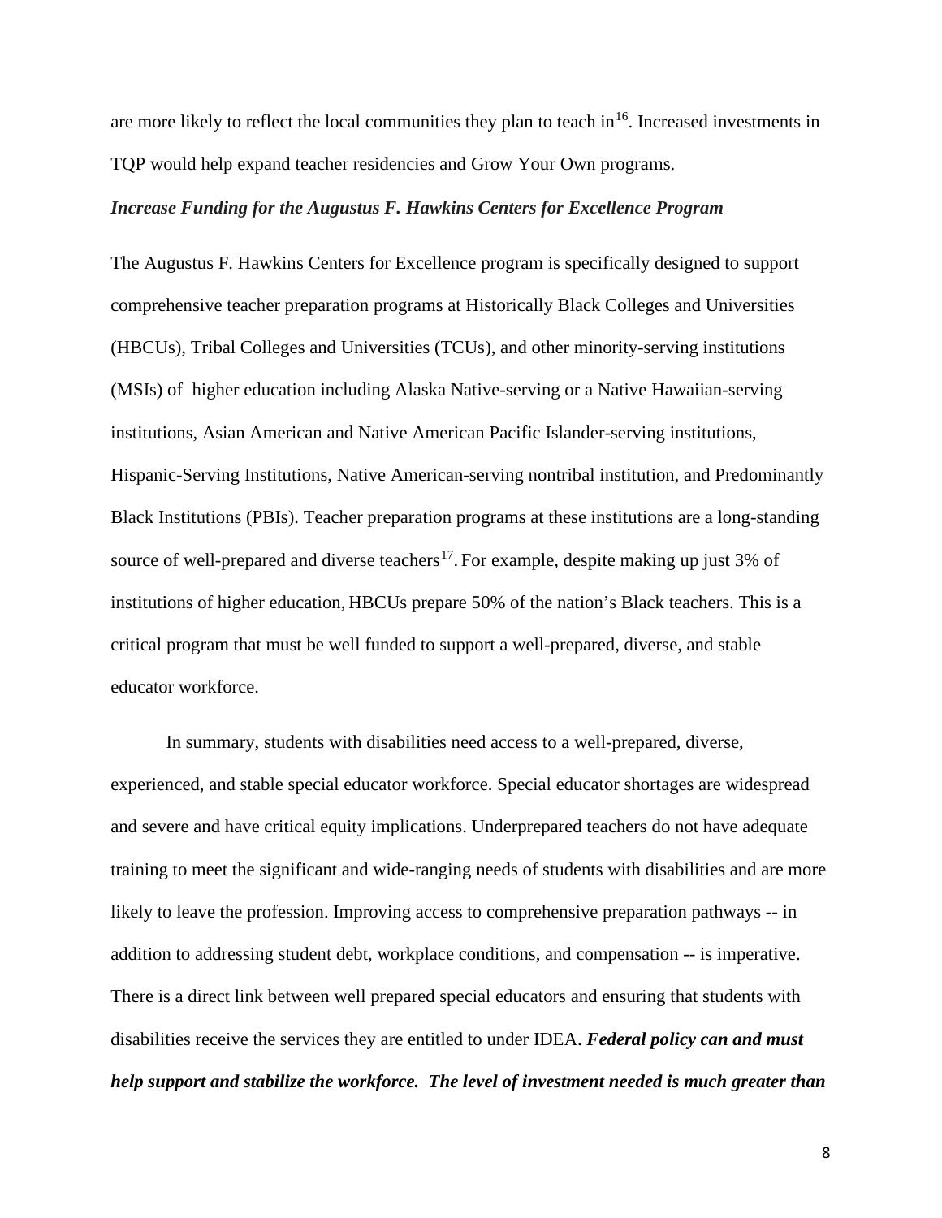are more likely to reflect the local communities they plan to teach in[16]. Increased investments in TQP would help expand teacher residencies and Grow Your Own programs.

***Increase Funding for the Augustus F. Hawkins Centers for Excellence Program***

The Augustus F. Hawkins Centers for Excellence program is specifically designed to support comprehensive teacher preparation programs at Historically Black Colleges and Universities (HBCUs), Tribal Colleges and Universities (TCUs), and other minority-serving institutions (MSIs) of higher education including Alaska Native-serving or a Native Hawaiian-serving institutions, Asian American and Native American Pacific Islander-serving institutions, Hispanic-Serving Institutions, Native American-serving nontribal institution, and Predominantly Black Institutions (PBIs). Teacher preparation programs at these institutions are a long-standing source of well-prepared and diverse teachers[17]. For example, despite making up just 3% of institutions of higher education, HBCUs prepare 50% of the nation's Black teachers. This is a critical program that must be well funded to support a well-prepared, diverse, and stable educator workforce.

In summary, students with disabilities need access to a well-prepared, diverse, experienced, and stable special educator workforce. Special educator shortages are widespread and severe and have critical equity implications. Underprepared teachers do not have adequate training to meet the significant and wide-ranging needs of students with disabilities and are more likely to leave the profession. Improving access to comprehensive preparation pathways -- in addition to addressing student debt, workplace conditions, and compensation -- is imperative. There is a direct link between well prepared special educators and ensuring that students with disabilities receive the services they are entitled to under IDEA. ***Federal policy can and must help support and stabilize the workforce. The level of investment needed is much greater than***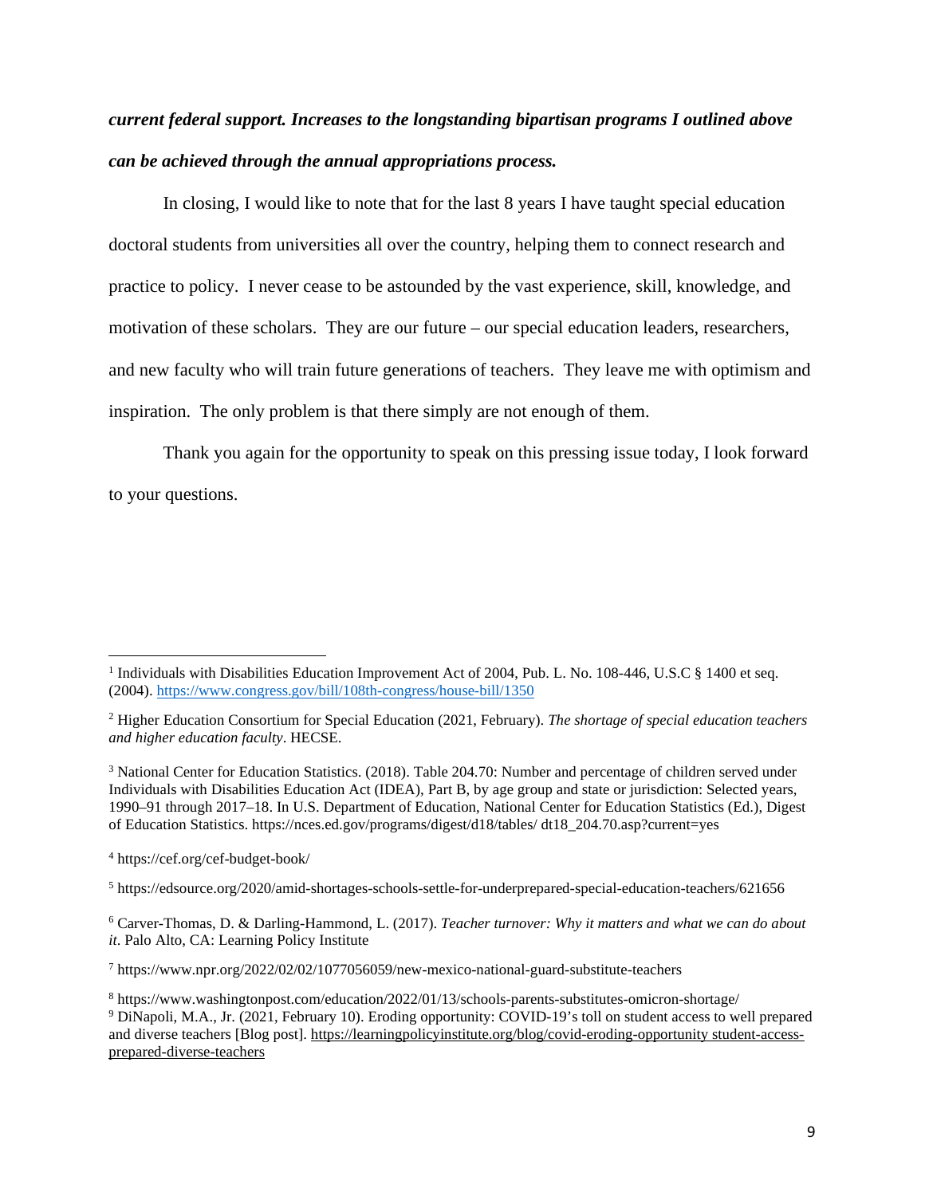***current federal support. Increases to the longstanding bipartisan programs I outlined above can be achieved through the annual appropriations process.***

In closing, I would like to note that for the last 8 years I have taught special education doctoral students from universities all over the country, helping them to connect research and practice to policy. I never cease to be astounded by the vast experience, skill, knowledge, and motivation of these scholars. They are our future – our special education leaders, researchers, and new faculty who will train future generations of teachers. They leave me with optimism and inspiration. The only problem is that there simply are not enough of them.

Thank you again for the opportunity to speak on this pressing issue today, I look forward to your questions.

---

[1] Individuals with Disabilities Education Improvement Act of 2004, Pub. L. No. 108-446, U.S.C § 1400 et seq. (2004). https://www.congress.gov/bill/108th-congress/house-bill/1350

[2] Higher Education Consortium for Special Education (2021, February). *The shortage of special education teachers and higher education faculty*. HECSE.

[3] National Center for Education Statistics. (2018). Table 204.70: Number and percentage of children served under Individuals with Disabilities Education Act (IDEA), Part B, by age group and state or jurisdiction: Selected years, 1990–91 through 2017–18. In U.S. Department of Education, National Center for Education Statistics (Ed.), Digest of Education Statistics. https://nces.ed.gov/programs/digest/d18/tables/ dt18_204.70.asp?current=yes

[4] https://cef.org/cef-budget-book/

[5] https://edsource.org/2020/amid-shortages-schools-settle-for-underprepared-special-education-teachers/621656

[6] Carver-Thomas, D. & Darling-Hammond, L. (2017). *Teacher turnover: Why it matters and what we can do about it*. Palo Alto, CA: Learning Policy Institute

[7] https://www.npr.org/2022/02/02/1077056059/new-mexico-national-guard-substitute-teachers

[8] https://www.washingtonpost.com/education/2022/01/13/schools-parents-substitutes-omicron-shortage/

[9] DiNapoli, M.A., Jr. (2021, February 10). Eroding opportunity: COVID-19's toll on student access to well prepared and diverse teachers [Blog post]. https://learningpolicyinstitute.org/blog/covid-eroding-opportunity student-access-prepared-diverse-teachers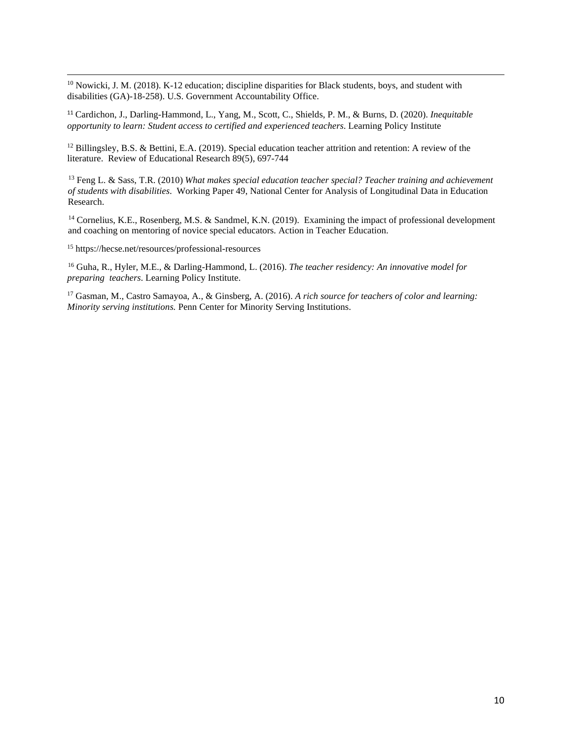[10] Nowicki, J. M. (2018). K-12 education; discipline disparities for Black students, boys, and student with disabilities (GA)-18-258). U.S. Government Accountability Office.

[11] Cardichon, J., Darling-Hammond, L., Yang, M., Scott, C., Shields, P. M., & Burns, D. (2020). *Inequitable opportunity to learn: Student access to certified and experienced teachers*. Learning Policy Institute

[12] Billingsley, B.S. & Bettini, E.A. (2019). Special education teacher attrition and retention: A review of the literature. Review of Educational Research 89(5), 697-744

[13] Feng L. & Sass, T.R. (2010) *What makes special education teacher special? Teacher training and achievement of students with disabilities*. Working Paper 49, National Center for Analysis of Longitudinal Data in Education Research.

[14] Cornelius, K.E., Rosenberg, M.S. & Sandmel, K.N. (2019). Examining the impact of professional development and coaching on mentoring of novice special educators. Action in Teacher Education.

[15] https://hecse.net/resources/professional-resources

[16] Guha, R., Hyler, M.E., & Darling-Hammond, L. (2016). *The teacher residency: An innovative model for preparing teachers*. Learning Policy Institute.

[17] Gasman, M., Castro Samayoa, A., & Ginsberg, A. (2016). *A rich source for teachers of color and learning: Minority serving institutions.* Penn Center for Minority Serving Institutions.